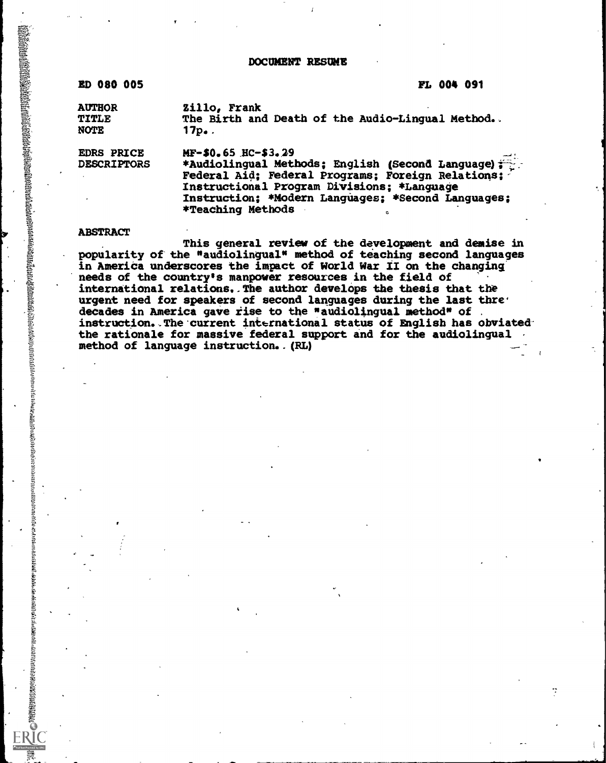# DOCUMENT RESUME

| | |
|---|---|
| ED 080 005 | FL 004 091 |
| AUTHOR | Zillo, Frank |
| TITLE | The Birth and Death of the Audio-Lingual Method. |
| NOTE | 17p. |
| EDRS PRICE | MF-$0.65 HC-$3.29 |
| DESCRIPTORS | *Audiolingual Methods; English (Second Language); Federal Aid; Federal Programs; Foreign Relations; Instructional Program Divisions; *Language Instruction; *Modern Languages; *Second Languages; *Teaching Methods |

## ABSTRACT

This general review of the development and demise in popularity of the "audiolingual" method of teaching second languages in America underscores the impact of World War II on the changing needs of the country's manpower resources in the field of international relations. The author develops the thesis that the urgent need for speakers of second languages during the last thre decades in America gave rise to the "audiolingual method" of instruction. The current international status of English has obviated the rationale for massive federal support and for the audiolingual method of language instruction. (RL)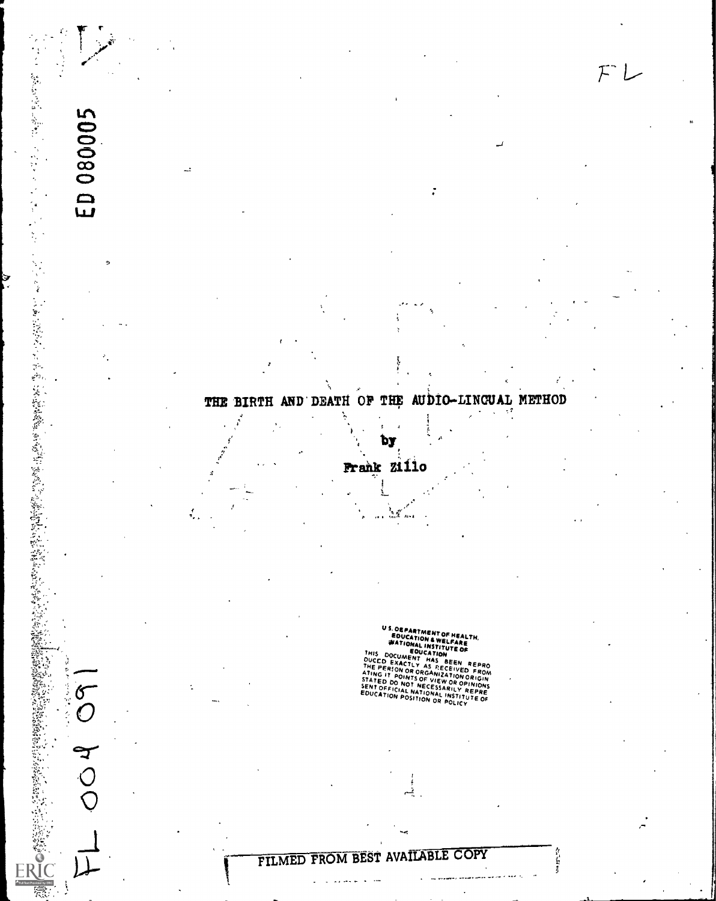ED 080005

FL

# THE BIRTH AND DEATH OF THE AUDIO-LINGUAL METHOD

by

Frank Zillo

U.S. DEPARTMENT OF HEALTH, EDUCATION & WELFARE
NATIONAL INSTITUTE OF EDUCATION
THIS DOCUMENT HAS BEEN REPRODUCED EXACTLY AS RECEIVED FROM THE PERSON OR ORGANIZATION ORIGINATING IT. POINTS OF VIEW OR OPINIONS STATED DO NOT NECESSARILY REPRESENT OFFICIAL NATIONAL INSTITUTE OF EDUCATION POSITION OR POLICY

FL 004 091

FILMED FROM BEST AVAILABLE COPY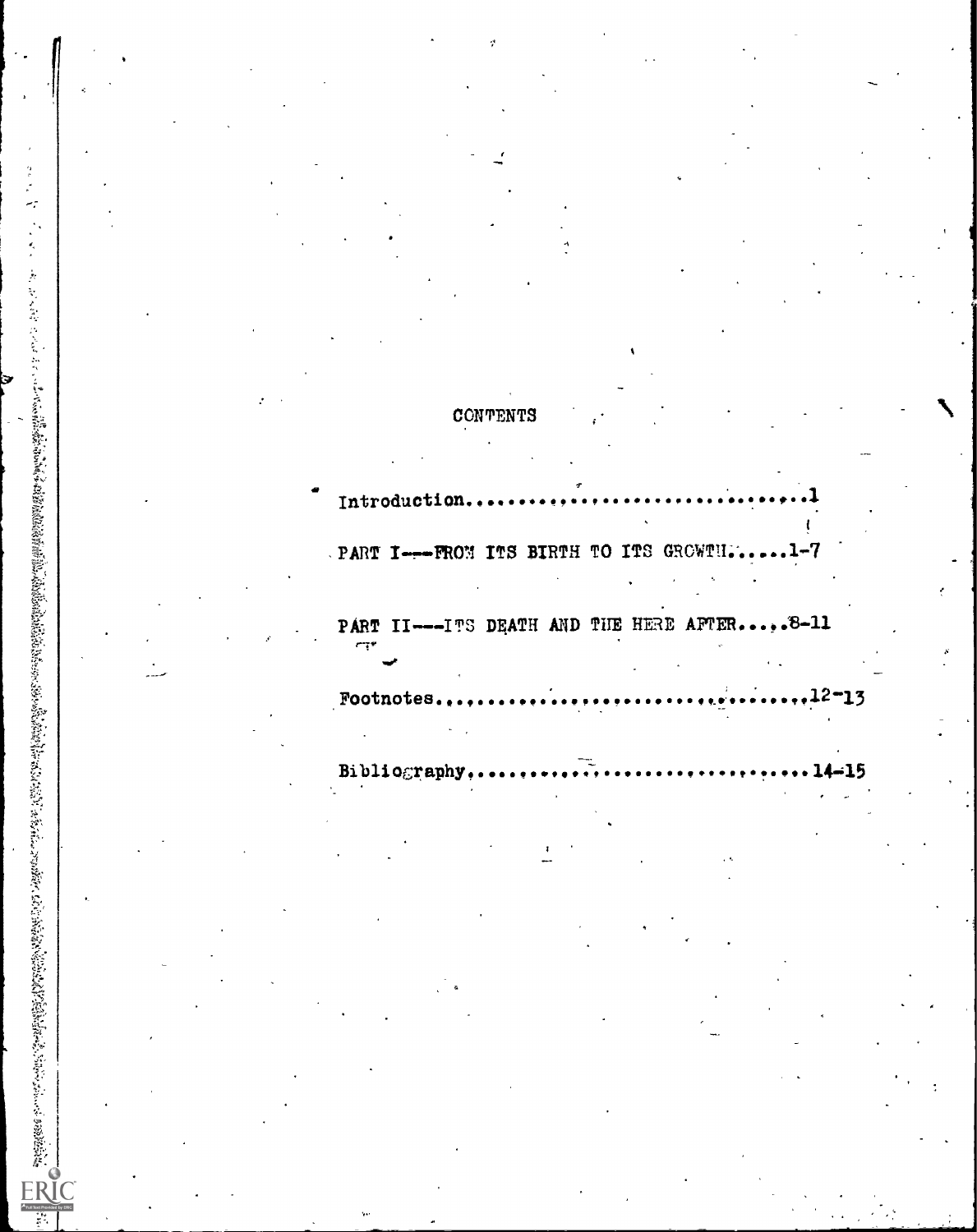# CONTENTS

Introduction..................................1

PART I---FROM ITS BIRTH TO ITS GROWTH......1-7

PART II---ITS DEATH AND THE HERE AFTER.....8-11

Footnotes..................................12-13

Bibliography...............................14-15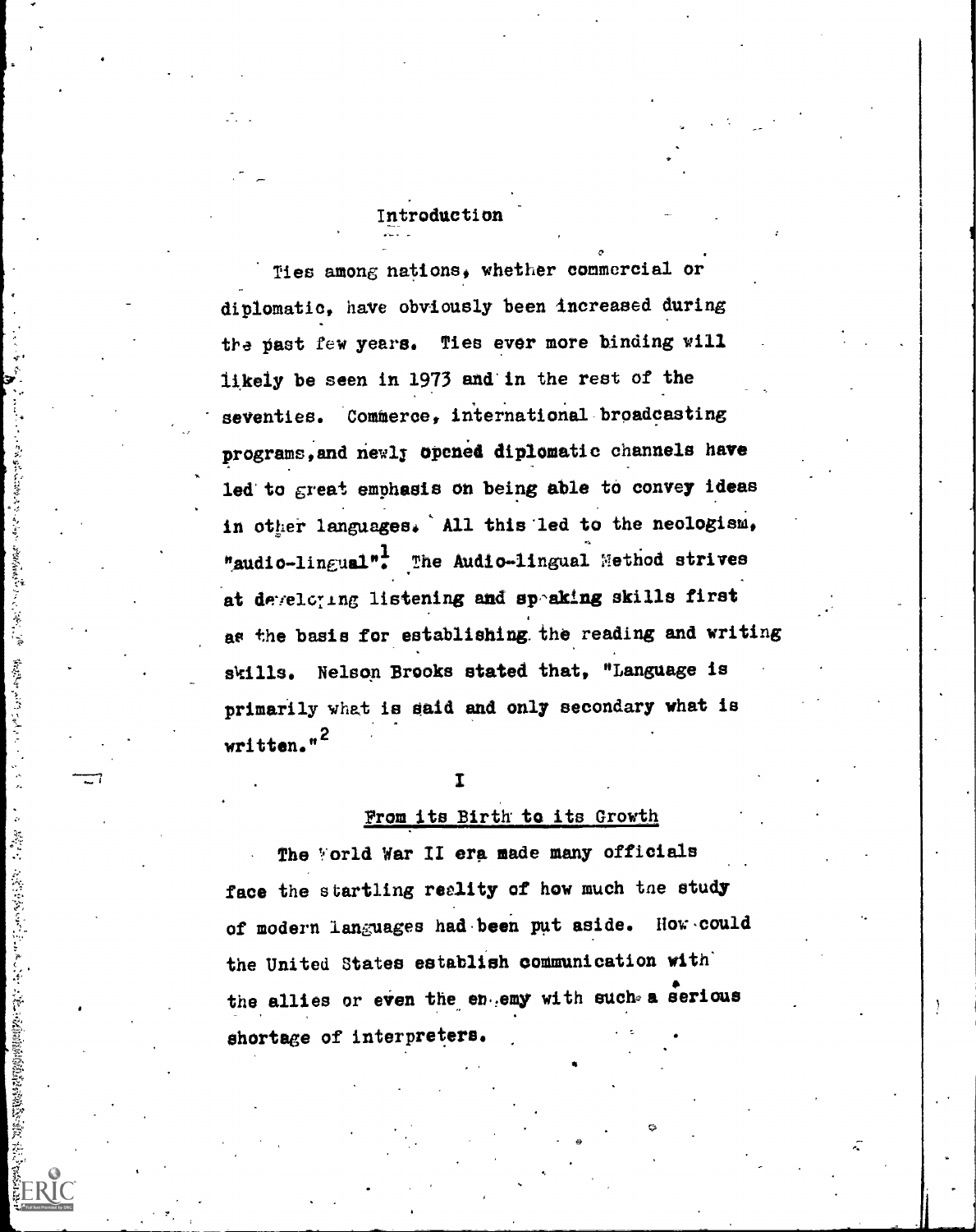## Introduction

Ties among nations, whether commercial or diplomatic, have obviously been increased during the past few years. Ties ever more binding will likely be seen in 1973 and in the rest of the seventies. Commerce, international broadcasting programs, and newly opened diplomatic channels have led to great emphasis on being able to convey ideas in other languages. All this led to the neologism, "audio-lingual".[1] The Audio-lingual Method strives at developing listening and speaking skills first as the basis for establishing the reading and writing skills. Nelson Brooks stated that, "Language is primarily what is said and only secondary what is written."[2]

## I

### From its Birth to its Growth

The World War II era made many officials face the startling reality of how much the study of modern languages had been put aside. How could the United States establish communication with the allies or even the enemy with such a serious shortage of interpreters.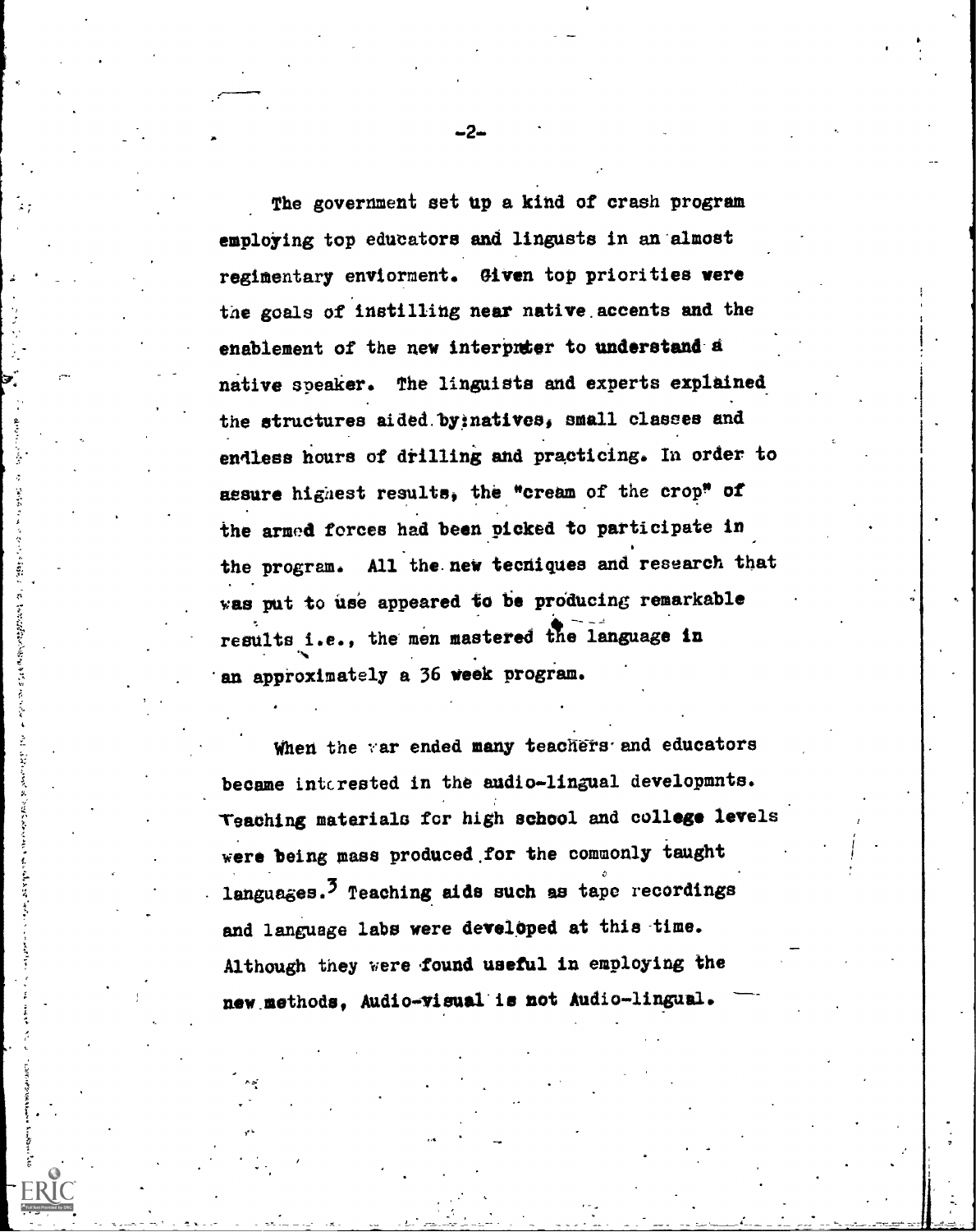The government set up a kind of crash program employing top educators and lingusts in an almost regimentary enviorment. Given top priorities were the goals of instilling near native accents and the enablement of the new interpreter to understand a native speaker. The linguists and experts explained the structures aided by natives, small classes and endless hours of drilling and practicing. In order to assure highest results, the "cream of the crop" of the armed forces had been picked to participate in the program. All the new tecniques and research that was put to use appeared to be producing remarkable results i.e., the men mastered the language in an approximately a 36 week program.

When the war ended many teachers and educators became interested in the audio-lingual developmnts. Teaching materials for high school and college levels were being mass produced for the commonly taught languages.[3] Teaching aids such as tape recordings and language labs were developed at this time. Although they were found useful in employing the new methods, Audio-visual is not Audio-lingual.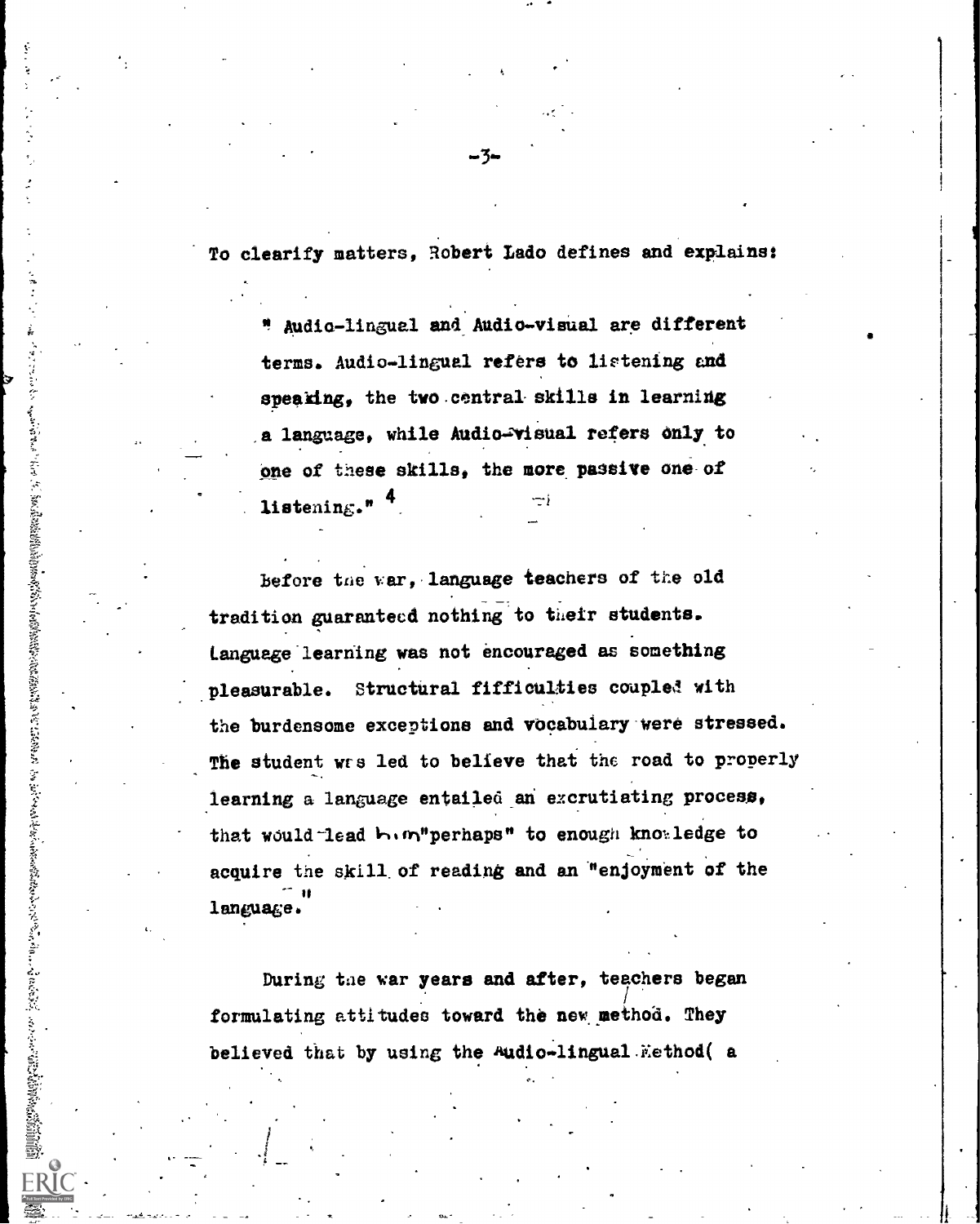To clearify matters, Robert Lado defines and explains:

> " Audio-lingual and Audio-visual are different terms. Audio-lingual refers to listening and speaking, the two central skills in learning a language, while Audio-visual refers only to one of these skills, the more passive one of listening." [4]

Before the war, language teachers of the old tradition guaranteed nothing to their students. Language learning was not encouraged as something pleasurable. Structural fifficulties coupled with the burdensome exceptions and vocabulary were stressed. The student was led to believe that the road to properly learning a language entailed an excrutiating process, that would lead him "perhaps" to enough knowledge to acquire the skill of reading and an "enjoyment of the language."

During the war years and after, teachers began formulating attitudes toward the new method. They believed that by using the Audio-lingual Method( a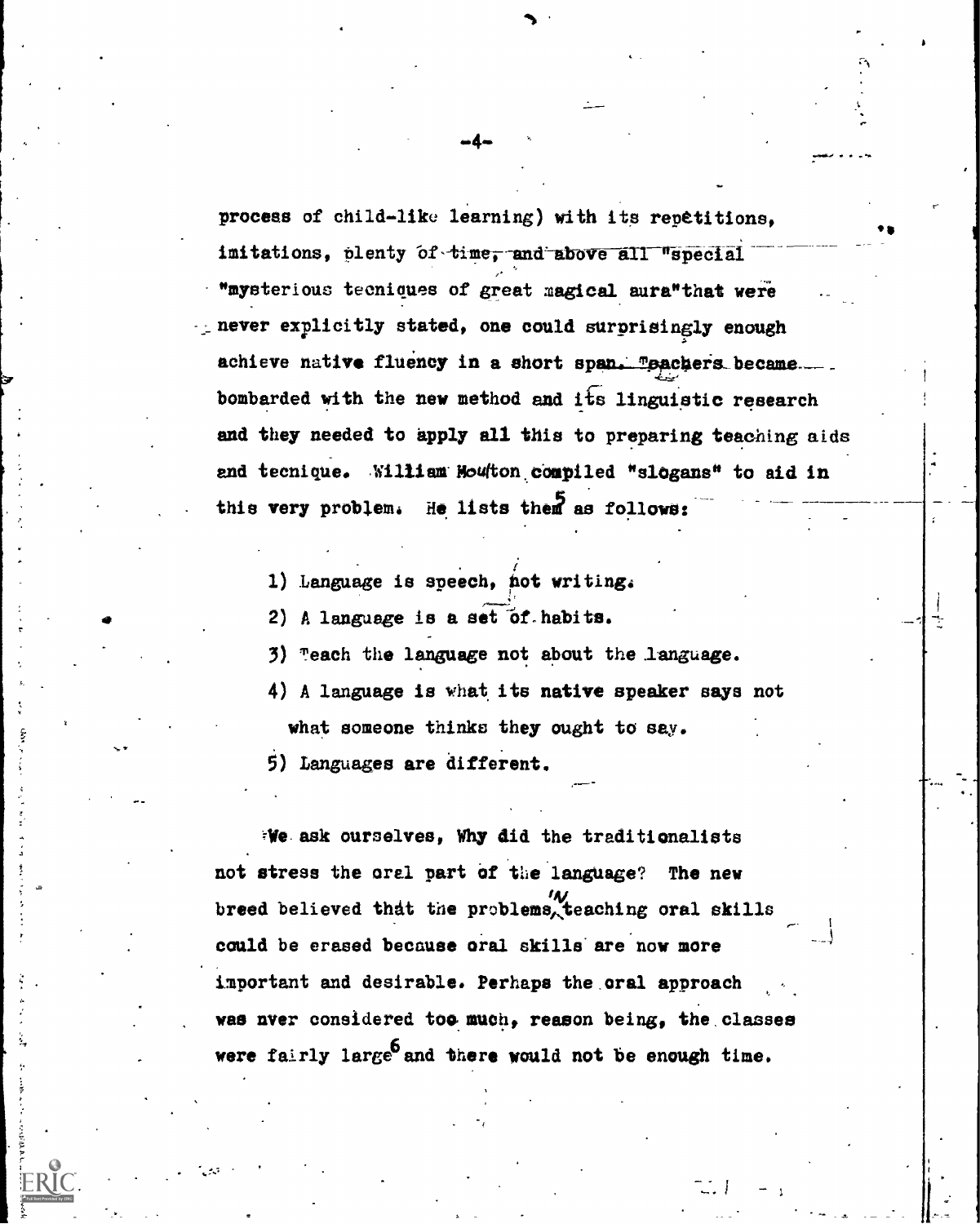process of child-like learning) with its repetitions, imitations, plenty of time, and above all "special "mysterious tecniques of great magical aura"that were never explicitly stated, one could surprisingly enough achieve native fluency in a short span. Teachers became bombarded with the new method and its linguistic research and they needed to apply all this to preparing teaching aids and tecnique. William Moulton compiled "slogans" to aid in this very problem. He lists them[5] as follows:

1) Language is speech, not writing.
2) A language is a set of habits.
3) Teach the language not about the language.
4) A language is what its native speaker says not what someone thinks they ought to say.
5) Languages are different.

We ask ourselves, Why did the traditionalists not stress the oral part of the language? The new breed believed that the problems in teaching oral skills could be erased because oral skills are now more important and desirable. Perhaps the oral approach was nver considered too much, reason being, the classes were fairly large[6] and there would not be enough time.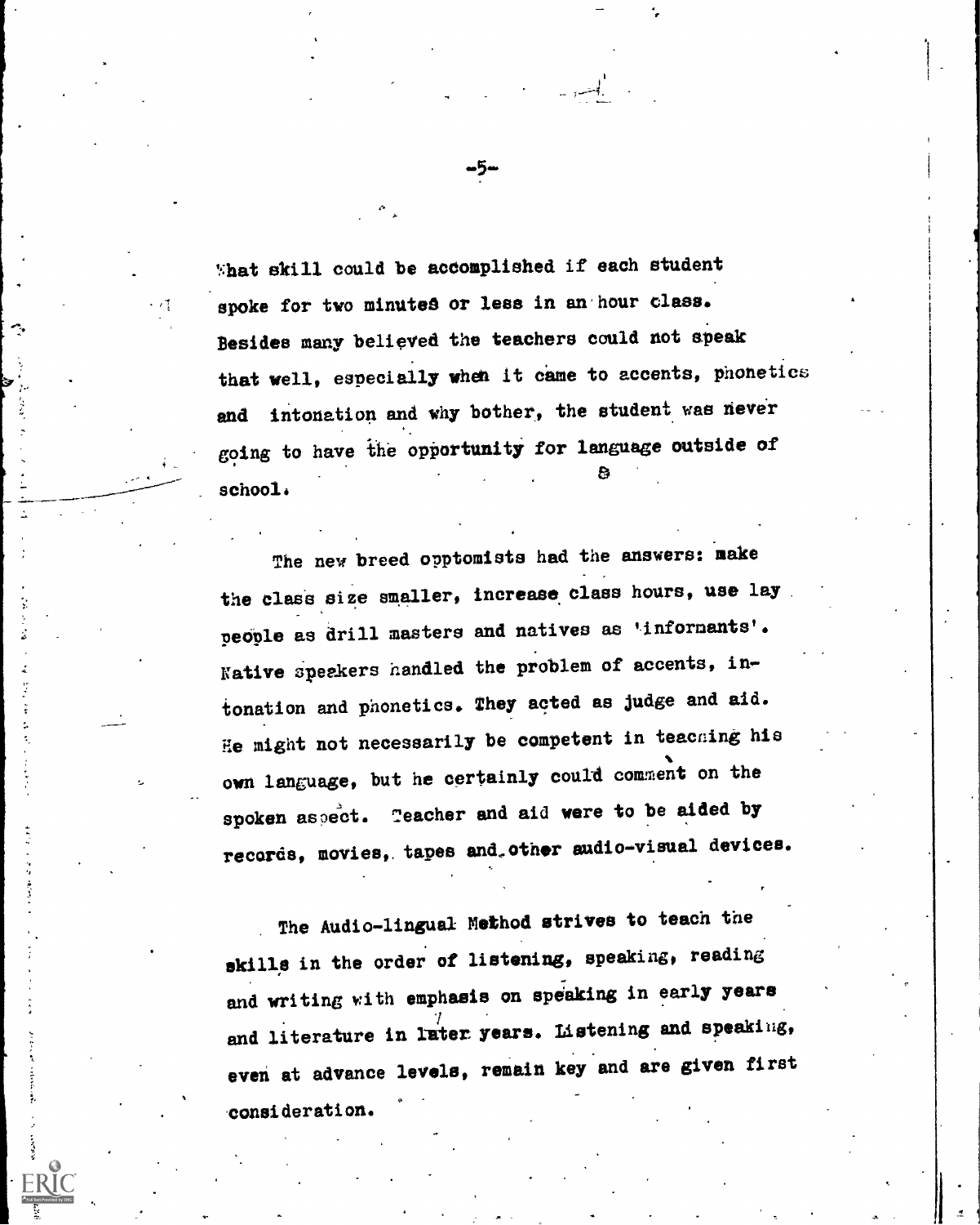What skill could be accomplished if each student spoke for two minutes or less in an hour class. Besides many believed the teachers could not speak that well, especially when it came to accents, phonetics and intonation and why bother, the student was never going to have the opportunity for language outside of school.

The new breed opptomists had the answers: make the class size smaller, increase class hours, use lay people as drill masters and natives as 'informants'. Native speakers handled the problem of accents, intonation and phonetics. They acted as judge and aid. He might not necessarily be competent in teaching his own language, but he certainly could comment on the spoken aspect. Teacher and aid were to be aided by records, movies, tapes and other audio-visual devices.

The Audio-lingual Method strives to teach the skills in the order of listening, speaking, reading and writing with emphasis on speaking in early years and literature in later years. Listening and speaking, even at advance levels, remain key and are given first consideration.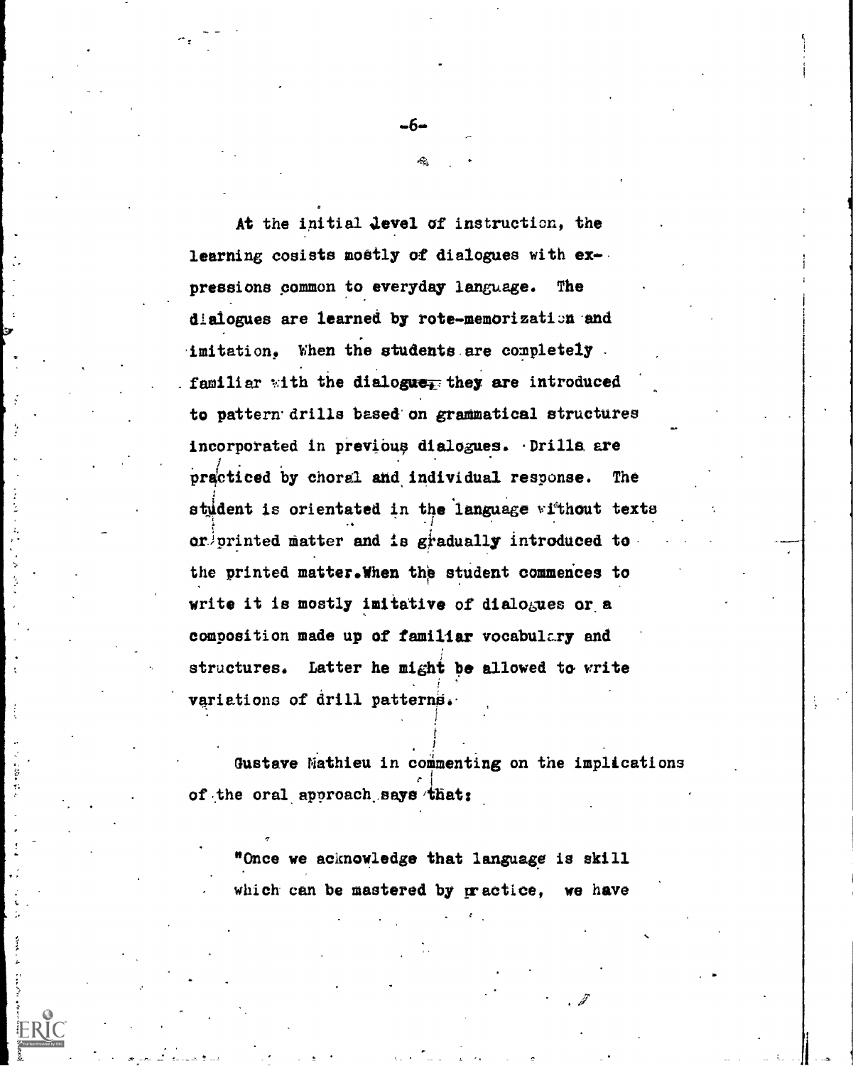At the initial level of instruction, the learning cosists mostly of dialogues with expressions common to everyday language. The dialogues are learned by rote-memorization and imitation. When the students are completely familiar with the dialogue, they are introduced to pattern drills based on grammatical structures incorporated in previous dialogues. Drills are practiced by choral and individual response. The student is orientated in the language without texts or printed matter and is gradually introduced to the printed matter. When the student commences to write it is mostly imitative of dialogues or a composition made up of familiar vocabulary and structures. Latter he might be allowed to write variations of drill patterns.

Gustave Mathieu in commenting on the implications of the oral approach says that:

> "Once we acknowledge that language is skill which can be mastered by practice, we have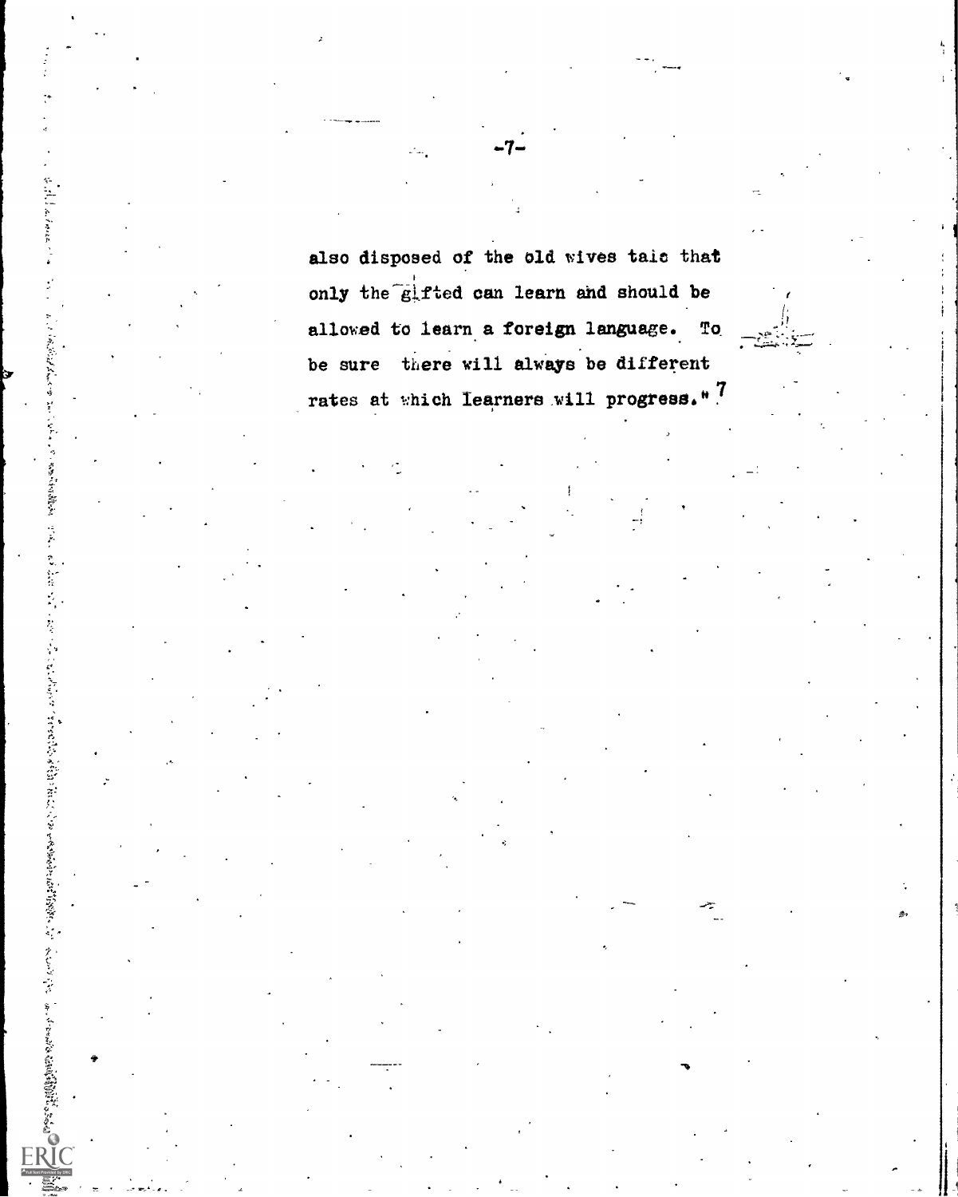also disposed of the old wives tale that only the gifted can learn and should be allowed to learn a foreign language. To be sure there will always be different rates at which learners will progress."[7]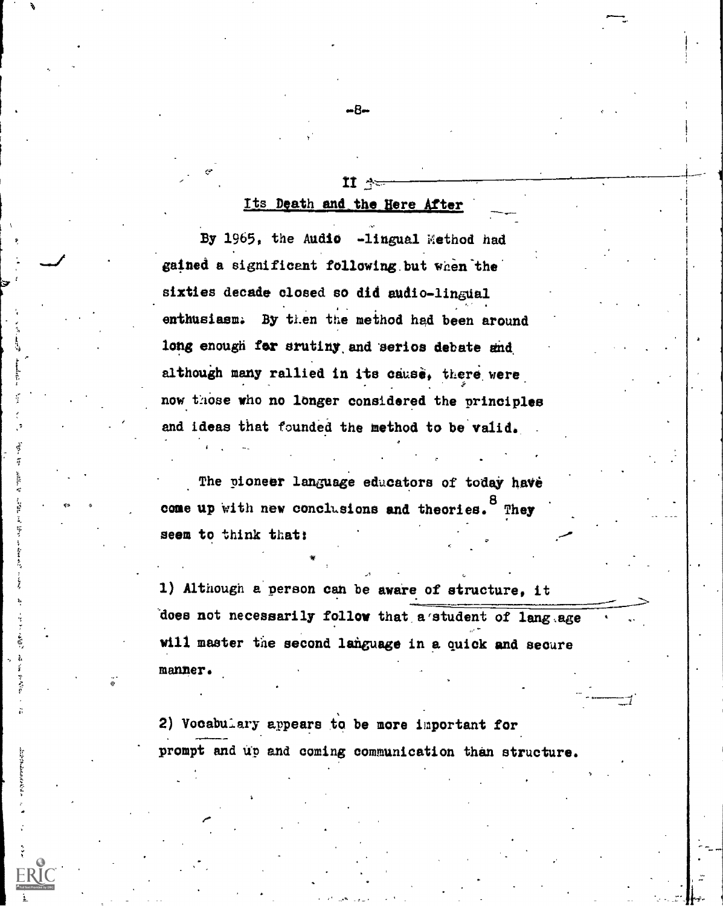## II

## Its Death and the Here After

By 1965, the Audio -lingual Method had gained a significant following but when the sixties decade closed so did audio-lingual enthusiasm. By then the method had been around long enough for srutiny and serios debate and although many rallied in its cause, there were now those who no longer considered the principles and ideas that founded the method to be valid.

The pioneer language educators of today have come up with new conclusions and theories.[8] They seem to think that:

1) Although a person can be aware of structure, it does not necessarily follow that a student of language will master the second language in a quick and secure manner.

2) Vocabulary appears to be more important for prompt and up and coming communication than structure.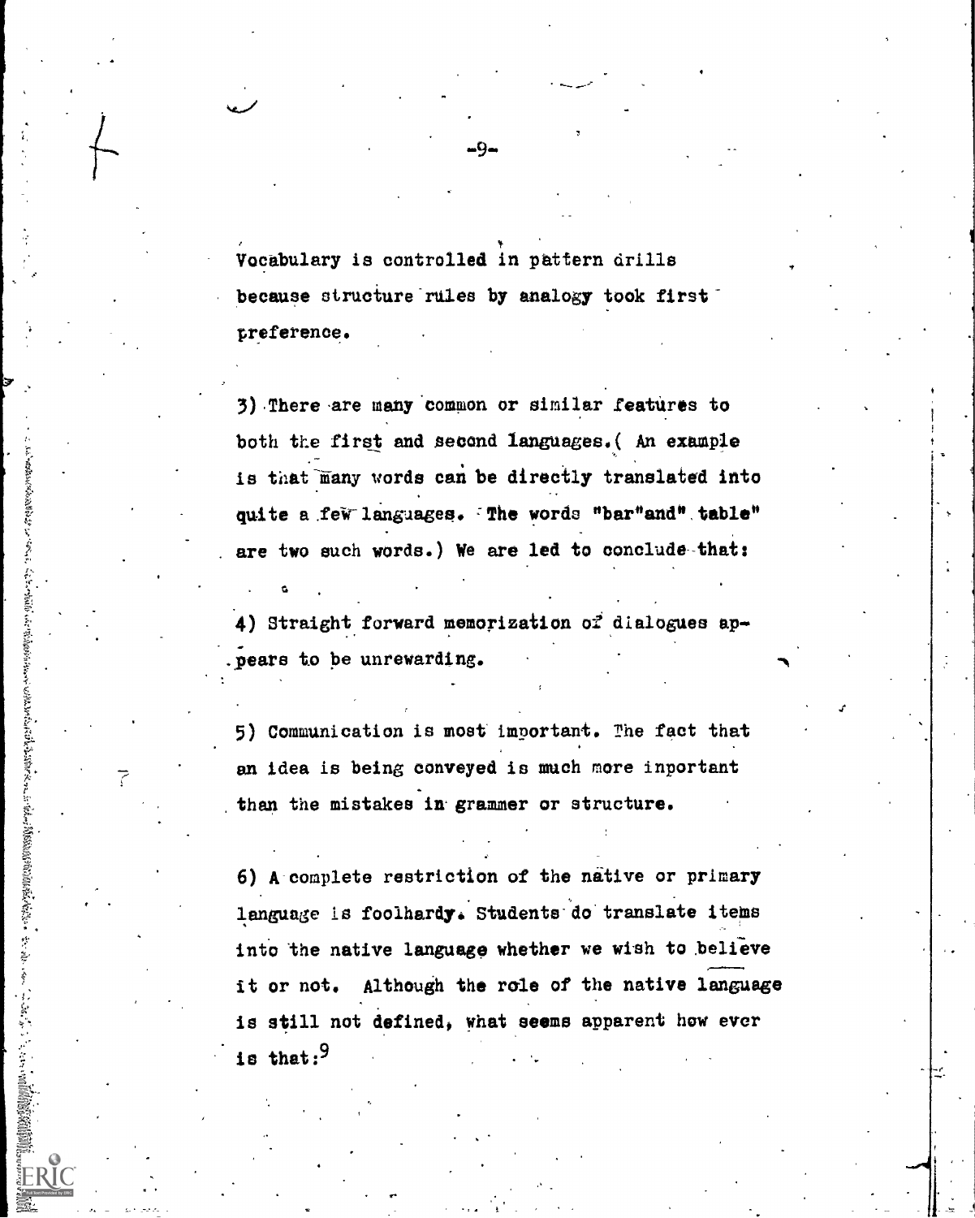Vocabulary is controlled in pattern drills because structure rules by analogy took first preference.

3) There are many common or similar features to both the first and second languages.( An example is that many words can be directly translated into quite a few languages. The words "bar"and" table" are two such words.) We are led to conclude that:

4) Straight forward memorization of dialogues appears to be unrewarding.

5) Communication is most important. The fact that an idea is being conveyed is much more inportant than the mistakes in grammer or structure.

6) A complete restriction of the native or primary language is foolhardy. Students do translate items into the native language whether we wish to believe it or not. Although the role of the native language is still not defined, what seems apparent how ever is that:[9]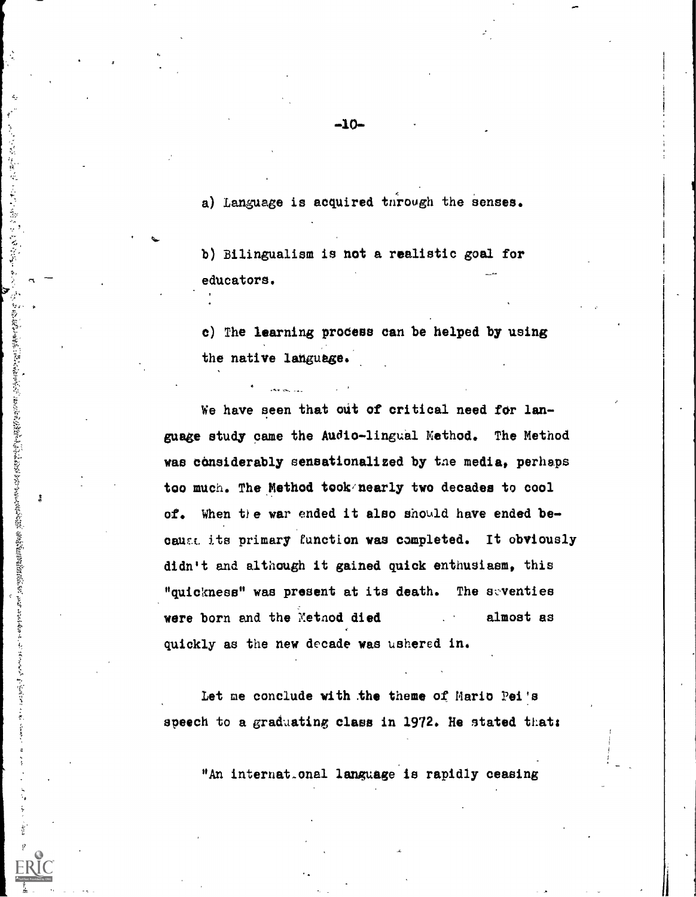a) Language is acquired through the senses.

b) Bilingualism is not a realistic goal for educators.

c) The learning process can be helped by using the native language.

We have seen that out of critical need for language study came the Audio-lingual Method. The Method was considerably sensationalized by the media, perhaps too much. The Method took nearly two decades to cool of. When the war ended it also should have ended because its primary function was completed. It obviously didn't and although it gained quick enthusiasm, this "quickness" was present at its death. The seventies were born and the Method died almost as quickly as the new decade was ushered in.

Let me conclude with the theme of Mario Pei's speech to a graduating class in 1972. He stated that:

"An international language is rapidly ceasing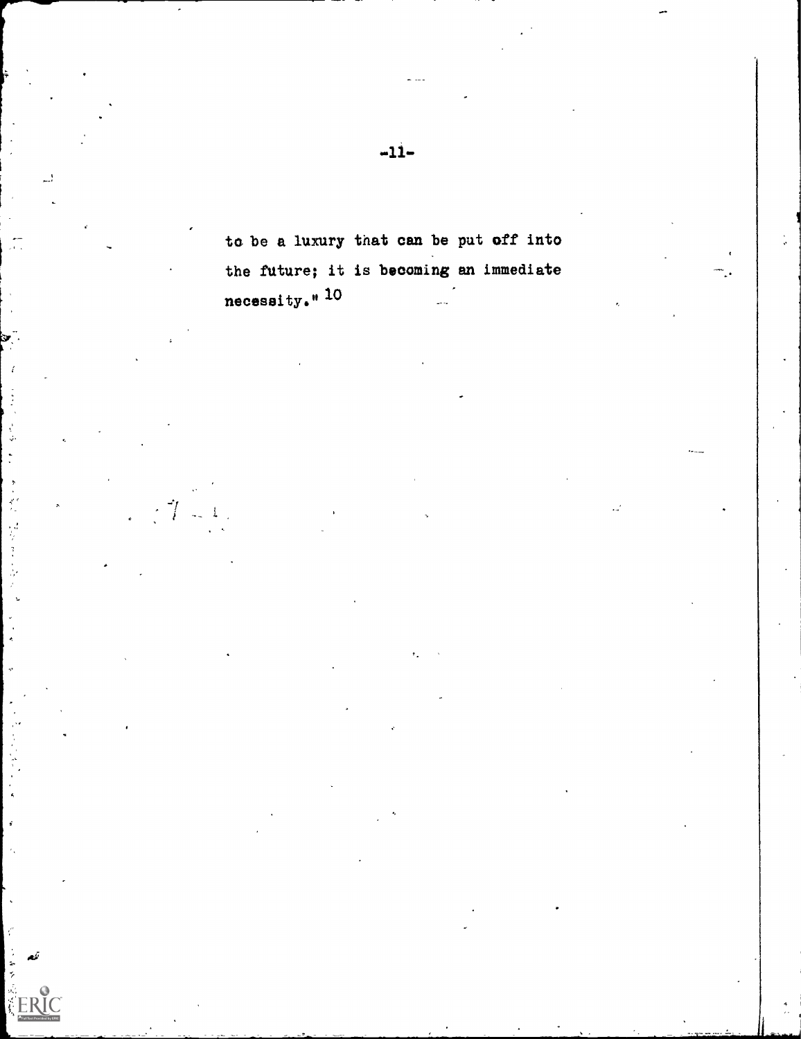to be a luxury that can be put off into the future; it is becoming an immediate necessity." [10]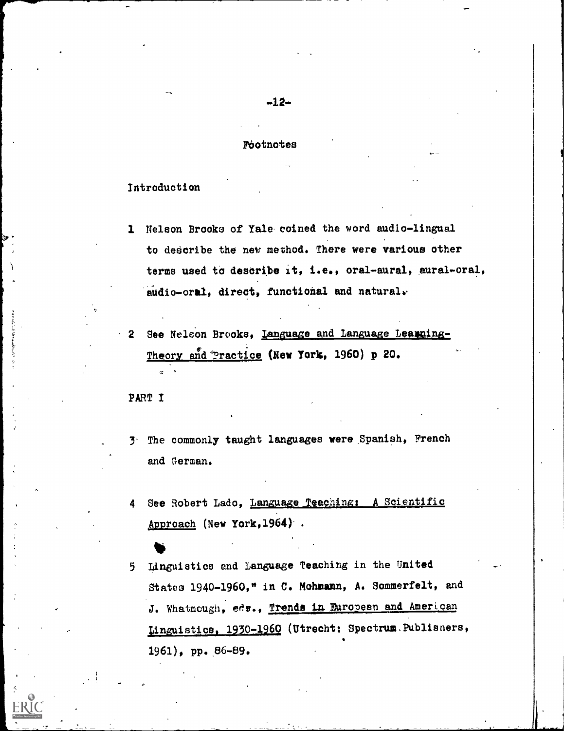## Footnotes

### Introduction

1 Nelson Brooks of Yale coined the word audio-lingual to describe the new method. There were various other terms used to describe it, i.e., oral-aural, aural-oral, audio-oral, direct, functional and natural.

2 See Nelson Brooks, Language and Language Learning-Theory and Practice (New York, 1960) p 20.

### PART I

3 The commonly taught languages were Spanish, French and German.

4 See Robert Lado, Language Teaching: A Scientific Approach (New York,1964) .

5 Linguistics and Language Teaching in the United States 1940-1960," in C. Mohmann, A. Sommerfelt, and J. Whatmough, eds., Trends in European and American Linguistics, 1930-1960 (Utrecht: Spectrum Publishers, 1961), pp. 86-89.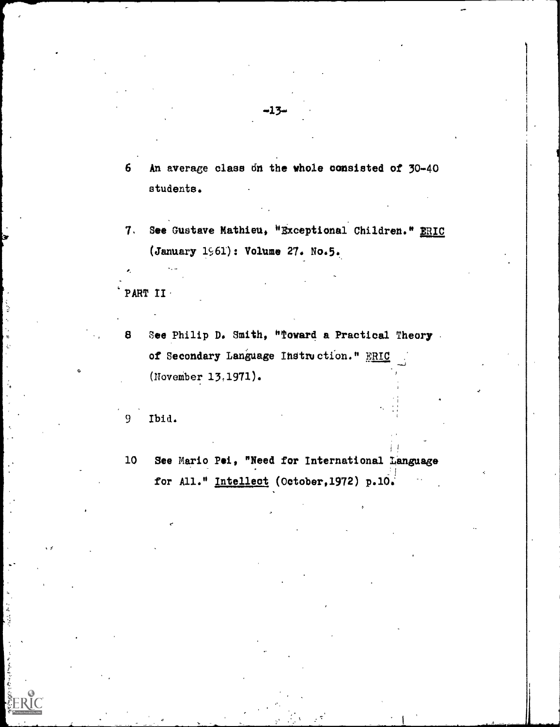6 An average class on the whole consisted of 30-40 students.

7. See Gustave Mathieu, "Exceptional Children." ERIC (January 1961): Volume 27. No.5.

PART II

8 See Philip D. Smith, "Toward a Practical Theory of Secondary Language Instruction." ERIC (November 13,1971).

9 Ibid.

10 See Mario Pei, "Need for International Language for All." Intellect (October,1972) p.10.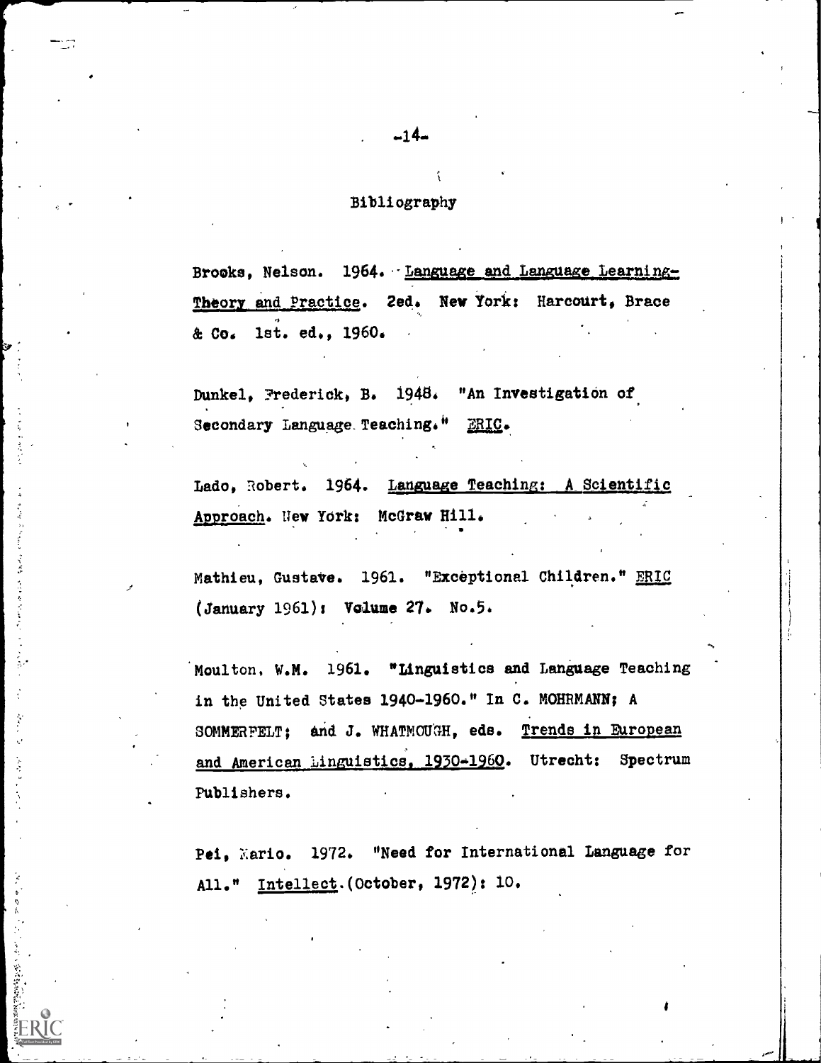## Bibliography

Brooks, Nelson. 1964. Language and Language Learning-Theory and Practice. 2ed. New York: Harcourt, Brace & Co. 1st. ed., 1960.

Dunkel, Frederick, B. 1948. "An Investigation of Secondary Language Teaching." ERIC.

Lado, Robert. 1964. Language Teaching: A Scientific Approach. New York: McGraw Hill.

Mathieu, Gustave. 1961. "Exceptional Children." ERIC (January 1961): Volume 27. No.5.

Moulton, W.M. 1961. "Linguistics and Language Teaching in the United States 1940-1960." In C. MOHRMANN; A SOMMERFELT; and J. WHATMOUGH, eds. Trends in European and American Linguistics, 1930-1960. Utrecht: Spectrum Publishers.

Pei, Mario. 1972. "Need for International Language for All." Intellect.(October, 1972): 10.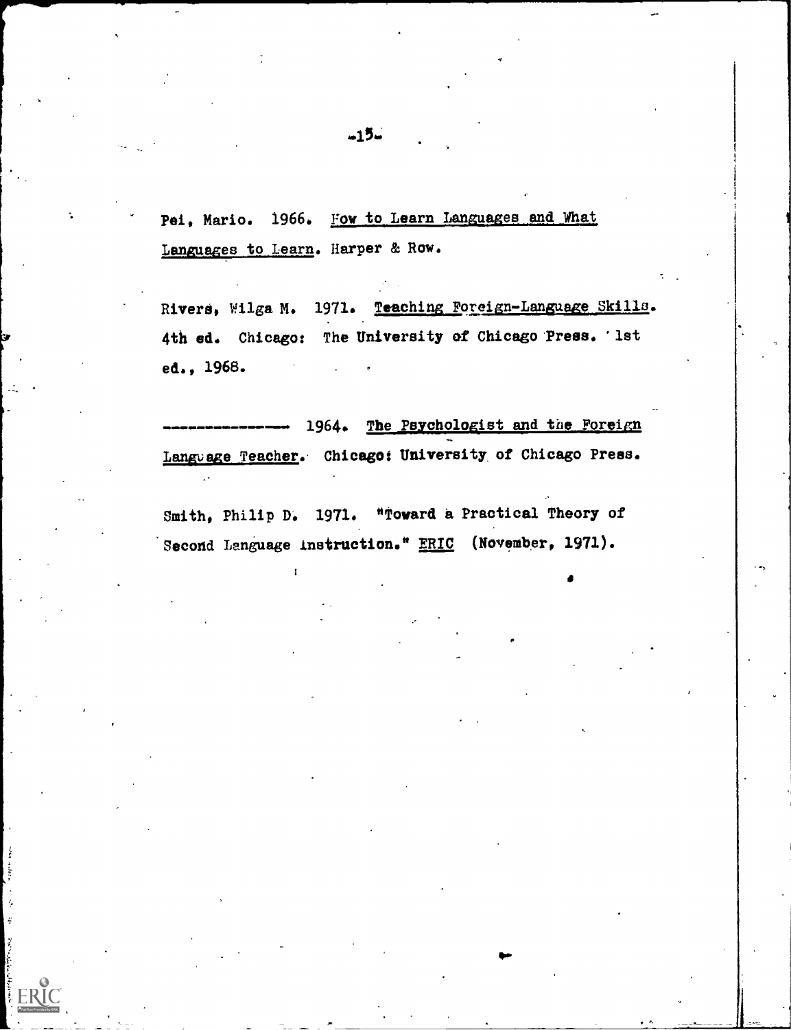Pei, Mario. 1966. How to Learn Languages and What Languages to Learn. Harper & Row.

Rivers, Wilga M. 1971. Teaching Foreign-Language Skills. 4th ed. Chicago: The University of Chicago Press. 1st ed., 1968.

--------------- 1964. The Psychologist and the Foreign Language Teacher. Chicago: University of Chicago Press.

Smith, Philip D. 1971. "Toward a Practical Theory of Second Language Instruction." ERIC (November, 1971).